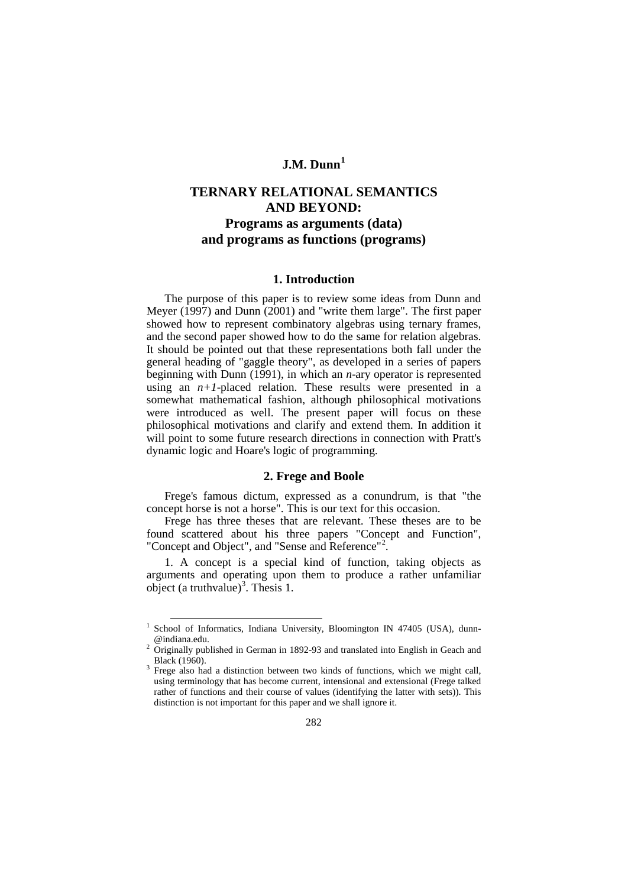**J.M. Dunn**[1]

# TERNARY RELATIONAL SEMANTICS AND BEYOND: Programs as arguments (data) and programs as functions (programs)

## 1. Introduction

The purpose of this paper is to review some ideas from Dunn and Meyer (1997) and Dunn (2001) and "write them large". The first paper showed how to represent combinatory algebras using ternary frames, and the second paper showed how to do the same for relation algebras. It should be pointed out that these representations both fall under the general heading of "gaggle theory", as developed in a series of papers beginning with Dunn (1991), in which an *n*-ary operator is represented using an *n+1*-placed relation. These results were presented in a somewhat mathematical fashion, although philosophical motivations were introduced as well. The present paper will focus on these philosophical motivations and clarify and extend them. In addition it will point to some future research directions in connection with Pratt's dynamic logic and Hoare's logic of programming.

## 2. Frege and Boole

Frege's famous dictum, expressed as a conundrum, is that "the concept horse is not a horse". This is our text for this occasion.

Frege has three theses that are relevant. These theses are to be found scattered about his three papers "Concept and Function", "Concept and Object", and "Sense and Reference"[2].

1. A concept is a special kind of function, taking objects as arguments and operating upon them to produce a rather unfamiliar object (a truthvalue)[3]. Thesis 1.

---

[1] School of Informatics, Indiana University, Bloomington IN 47405 (USA), dunn-@indiana.edu.

[2] Originally published in German in 1892-93 and translated into English in Geach and Black (1960).

[3] Frege also had a distinction between two kinds of functions, which we might call, using terminology that has become current, intensional and extensional (Frege talked rather of functions and their course of values (identifying the latter with sets)). This distinction is not important for this paper and we shall ignore it.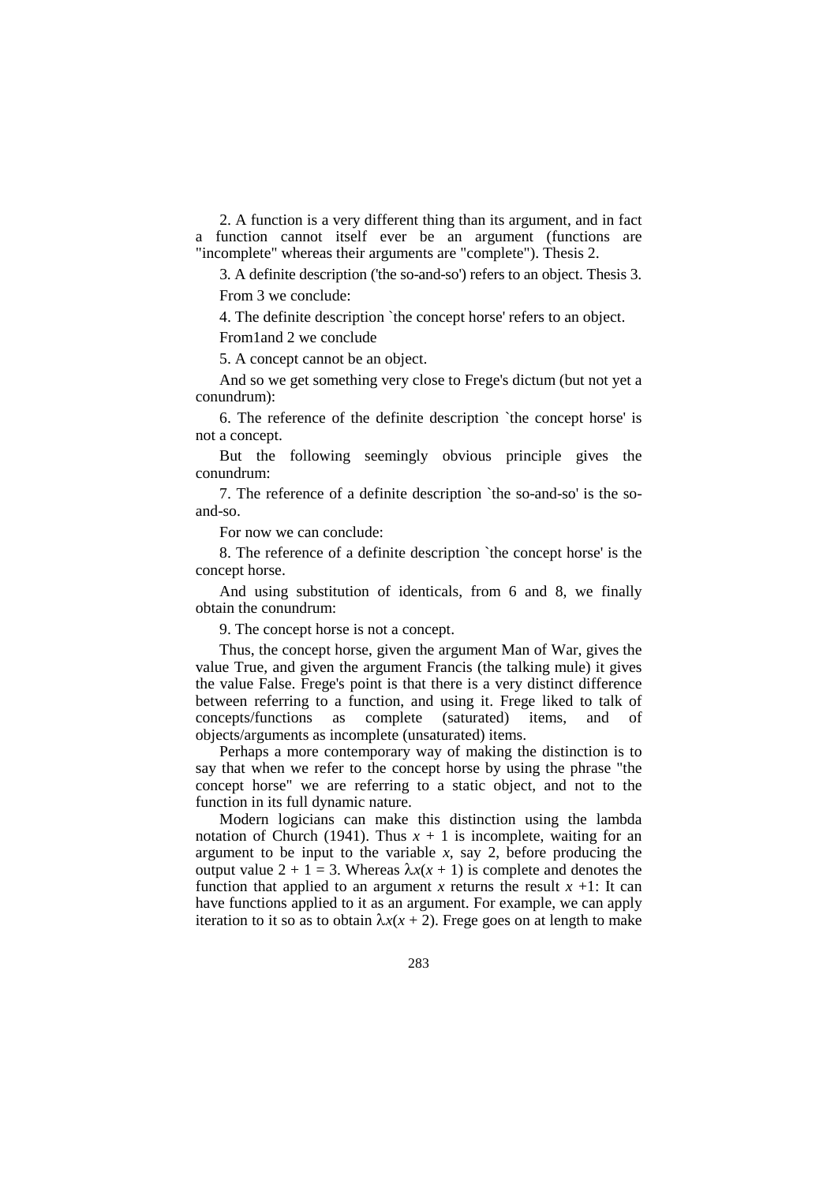2. A function is a very different thing than its argument, and in fact a function cannot itself ever be an argument (functions are "incomplete" whereas their arguments are "complete"). Thesis 2.

3. A definite description ('the so-and-so') refers to an object. Thesis 3.

From 3 we conclude:

4. The definite description `the concept horse' refers to an object.

From1and 2 we conclude

5. A concept cannot be an object.

And so we get something very close to Frege's dictum (but not yet a conundrum):

6. The reference of the definite description `the concept horse' is not a concept.

But the following seemingly obvious principle gives the conundrum:

7. The reference of a definite description `the so-and-so' is the so-and-so.

For now we can conclude:

8. The reference of a definite description `the concept horse' is the concept horse.

And using substitution of identicals, from 6 and 8, we finally obtain the conundrum:

9. The concept horse is not a concept.

Thus, the concept horse, given the argument Man of War, gives the value True, and given the argument Francis (the talking mule) it gives the value False. Frege's point is that there is a very distinct difference between referring to a function, and using it. Frege liked to talk of concepts/functions as complete (saturated) items, and of objects/arguments as incomplete (unsaturated) items.

Perhaps a more contemporary way of making the distinction is to say that when we refer to the concept horse by using the phrase "the concept horse" we are referring to a static object, and not to the function in its full dynamic nature.

Modern logicians can make this distinction using the lambda notation of Church (1941). Thus $x + 1$ is incomplete, waiting for an argument to be input to the variable $x$, say 2, before producing the output value $2 + 1 = 3$. Whereas $\lambda x(x + 1)$ is complete and denotes the function that applied to an argument $x$ returns the result $x + 1$: It can have functions applied to it as an argument. For example, we can apply iteration to it so as to obtain $\lambda x(x + 2)$. Frege goes on at length to make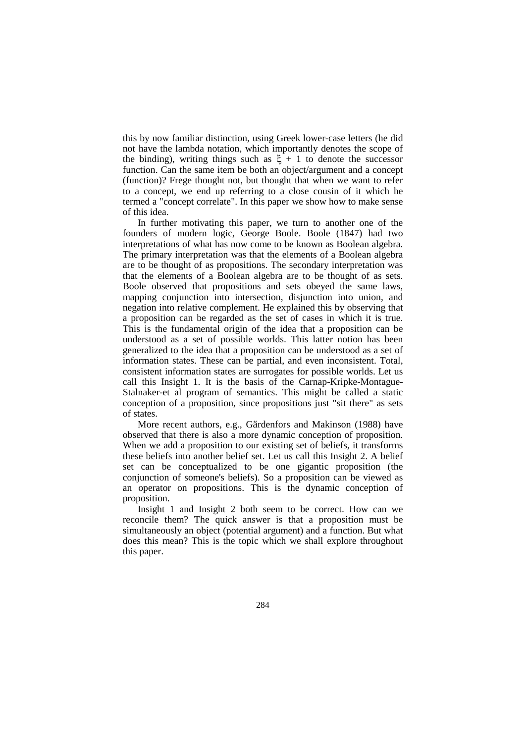this by now familiar distinction, using Greek lower-case letters (he did not have the lambda notation, which importantly denotes the scope of the binding), writing things such as $\xi + 1$ to denote the successor function. Can the same item be both an object/argument and a concept (function)? Frege thought not, but thought that when we want to refer to a concept, we end up referring to a close cousin of it which he termed a "concept correlate". In this paper we show how to make sense of this idea.

In further motivating this paper, we turn to another one of the founders of modern logic, George Boole. Boole (1847) had two interpretations of what has now come to be known as Boolean algebra. The primary interpretation was that the elements of a Boolean algebra are to be thought of as propositions. The secondary interpretation was that the elements of a Boolean algebra are to be thought of as sets. Boole observed that propositions and sets obeyed the same laws, mapping conjunction into intersection, disjunction into union, and negation into relative complement. He explained this by observing that a proposition can be regarded as the set of cases in which it is true. This is the fundamental origin of the idea that a proposition can be understood as a set of possible worlds. This latter notion has been generalized to the idea that a proposition can be understood as a set of information states. These can be partial, and even inconsistent. Total, consistent information states are surrogates for possible worlds. Let us call this Insight 1. It is the basis of the Carnap-Kripke-Montague-Stalnaker-et al program of semantics. This might be called a static conception of a proposition, since propositions just "sit there" as sets of states.

More recent authors, e.g., Gärdenfors and Makinson (1988) have observed that there is also a more dynamic conception of proposition. When we add a proposition to our existing set of beliefs, it transforms these beliefs into another belief set. Let us call this Insight 2. A belief set can be conceptualized to be one gigantic proposition (the conjunction of someone's beliefs). So a proposition can be viewed as an operator on propositions. This is the dynamic conception of proposition.

Insight 1 and Insight 2 both seem to be correct. How can we reconcile them? The quick answer is that a proposition must be simultaneously an object (potential argument) and a function. But what does this mean? This is the topic which we shall explore throughout this paper.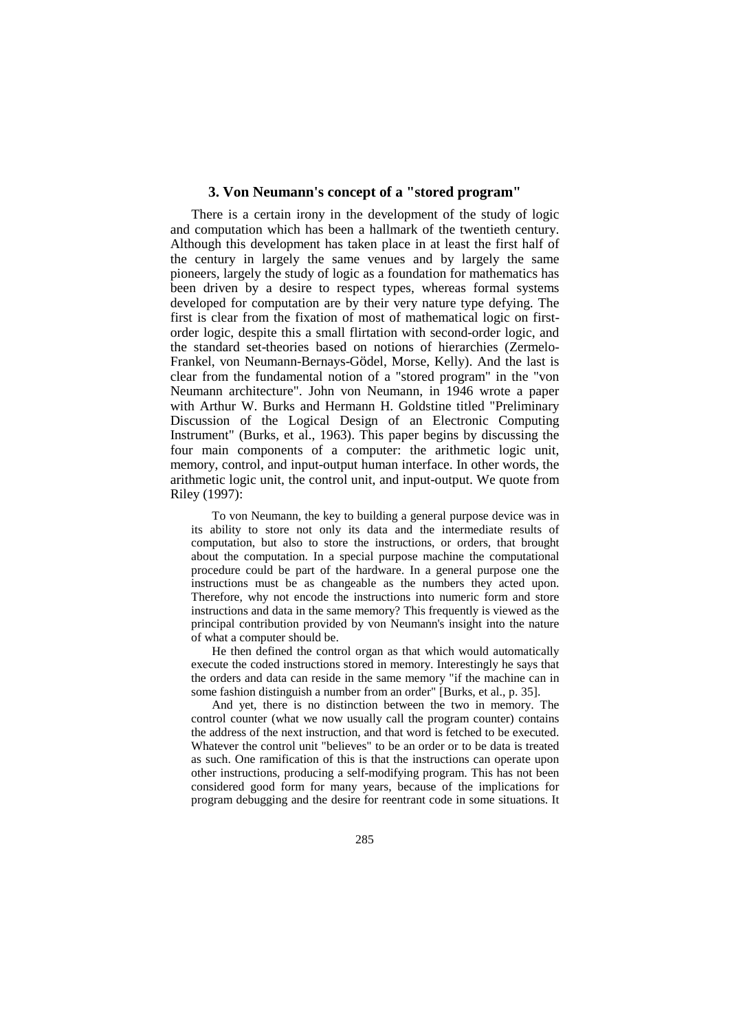## 3. Von Neumann's concept of a "stored program"

There is a certain irony in the development of the study of logic and computation which has been a hallmark of the twentieth century. Although this development has taken place in at least the first half of the century in largely the same venues and by largely the same pioneers, largely the study of logic as a foundation for mathematics has been driven by a desire to respect types, whereas formal systems developed for computation are by their very nature type defying. The first is clear from the fixation of most of mathematical logic on first-order logic, despite this a small flirtation with second-order logic, and the standard set-theories based on notions of hierarchies (Zermelo-Frankel, von Neumann-Bernays-Gödel, Morse, Kelly). And the last is clear from the fundamental notion of a "stored program" in the "von Neumann architecture". John von Neumann, in 1946 wrote a paper with Arthur W. Burks and Hermann H. Goldstine titled "Preliminary Discussion of the Logical Design of an Electronic Computing Instrument" (Burks, et al., 1963). This paper begins by discussing the four main components of a computer: the arithmetic logic unit, memory, control, and input-output human interface. In other words, the arithmetic logic unit, the control unit, and input-output. We quote from Riley (1997):

> To von Neumann, the key to building a general purpose device was in its ability to store not only its data and the intermediate results of computation, but also to store the instructions, or orders, that brought about the computation. In a special purpose machine the computational procedure could be part of the hardware. In a general purpose one the instructions must be as changeable as the numbers they acted upon. Therefore, why not encode the instructions into numeric form and store instructions and data in the same memory? This frequently is viewed as the principal contribution provided by von Neumann's insight into the nature of what a computer should be.
>
> He then defined the control organ as that which would automatically execute the coded instructions stored in memory. Interestingly he says that the orders and data can reside in the same memory "if the machine can in some fashion distinguish a number from an order" [Burks, et al., p. 35].
>
> And yet, there is no distinction between the two in memory. The control counter (what we now usually call the program counter) contains the address of the next instruction, and that word is fetched to be executed. Whatever the control unit "believes" to be an order or to be data is treated as such. One ramification of this is that the instructions can operate upon other instructions, producing a self-modifying program. This has not been considered good form for many years, because of the implications for program debugging and the desire for reentrant code in some situations. It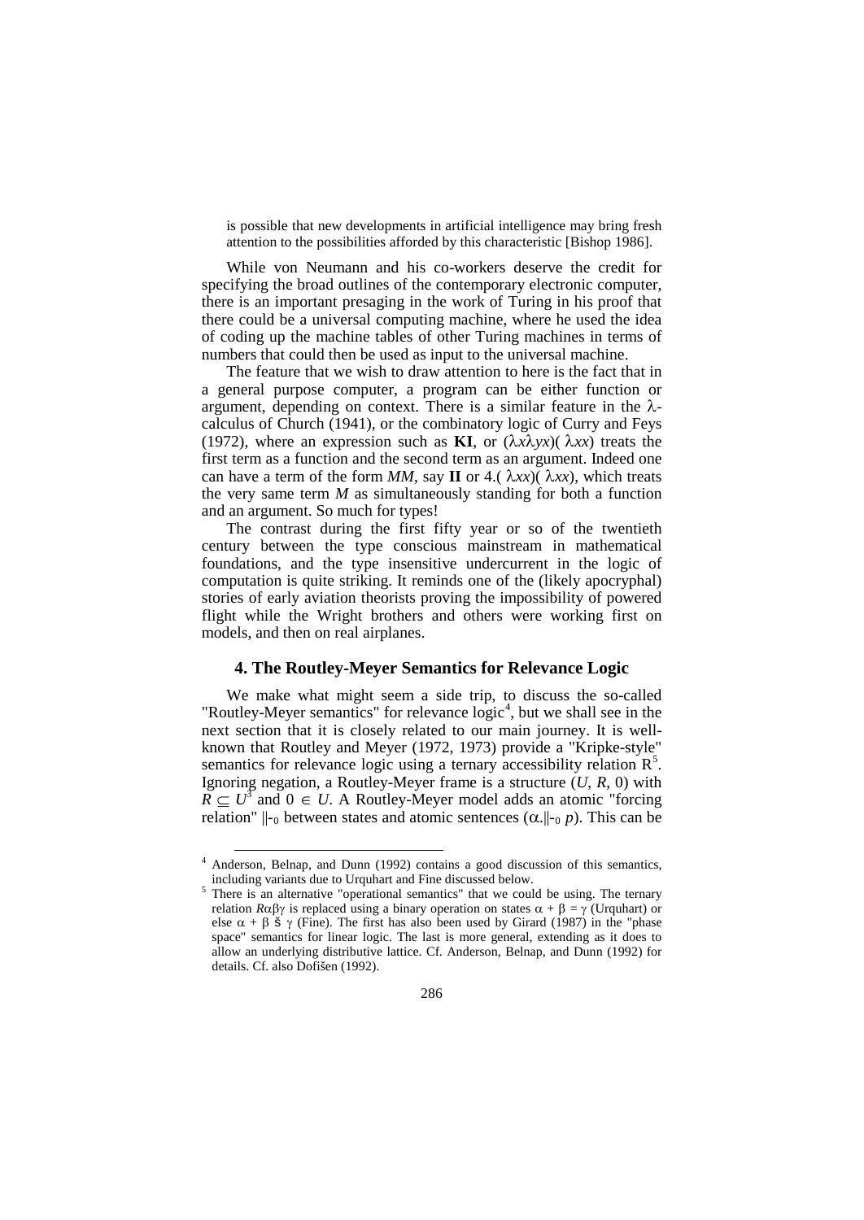is possible that new developments in artificial intelligence may bring fresh attention to the possibilities afforded by this characteristic [Bishop 1986].

While von Neumann and his co-workers deserve the credit for specifying the broad outlines of the contemporary electronic computer, there is an important presaging in the work of Turing in his proof that there could be a universal computing machine, where he used the idea of coding up the machine tables of other Turing machines in terms of numbers that could then be used as input to the universal machine.

The feature that we wish to draw attention to here is the fact that in a general purpose computer, a program can be either function or argument, depending on context. There is a similar feature in the $\lambda$-calculus of Church (1941), or the combinatory logic of Curry and Feys (1972), where an expression such as **KI**, or $(\lambda x \lambda y x)(\lambda x x)$ treats the first term as a function and the second term as an argument. Indeed one can have a term of the form *MM*, say **II** or 4.$(\lambda x x)(\lambda x x)$, which treats the very same term *M* as simultaneously standing for both a function and an argument. So much for types!

The contrast during the first fifty year or so of the twentieth century between the type conscious mainstream in mathematical foundations, and the type insensitive undercurrent in the logic of computation is quite striking. It reminds one of the (likely apocryphal) stories of early aviation theorists proving the impossibility of powered flight while the Wright brothers and others were working first on models, and then on real airplanes.

## 4. The Routley-Meyer Semantics for Relevance Logic

We make what might seem a side trip, to discuss the so-called "Routley-Meyer semantics" for relevance logic[4], but we shall see in the next section that it is closely related to our main journey. It is well-known that Routley and Meyer (1972, 1973) provide a "Kripke-style" semantics for relevance logic using a ternary accessibility relation R[5]. Ignoring negation, a Routley-Meyer frame is a structure $(U, R, 0)$ with $R \subseteq U^3$ and $0 \in U$. A Routley-Meyer model adds an atomic "forcing relation" $\Vdash_0$ between states and atomic sentences $(\alpha.\Vdash_0 p)$. This can be

---

[4] Anderson, Belnap, and Dunn (1992) contains a good discussion of this semantics, including variants due to Urquhart and Fine discussed below.

[5] There is an alternative "operational semantics" that we could be using. The ternary relation $R\alpha\beta\gamma$ is replaced using a binary operation on states $\alpha + \beta = \gamma$ (Urquhart) or else $\alpha + \beta$ š $\gamma$ (Fine). The first has also been used by Girard (1987) in the "phase space" semantics for linear logic. The last is more general, extending as it does to allow an underlying distributive lattice. Cf. Anderson, Belnap, and Dunn (1992) for details. Cf. also Dofišen (1992).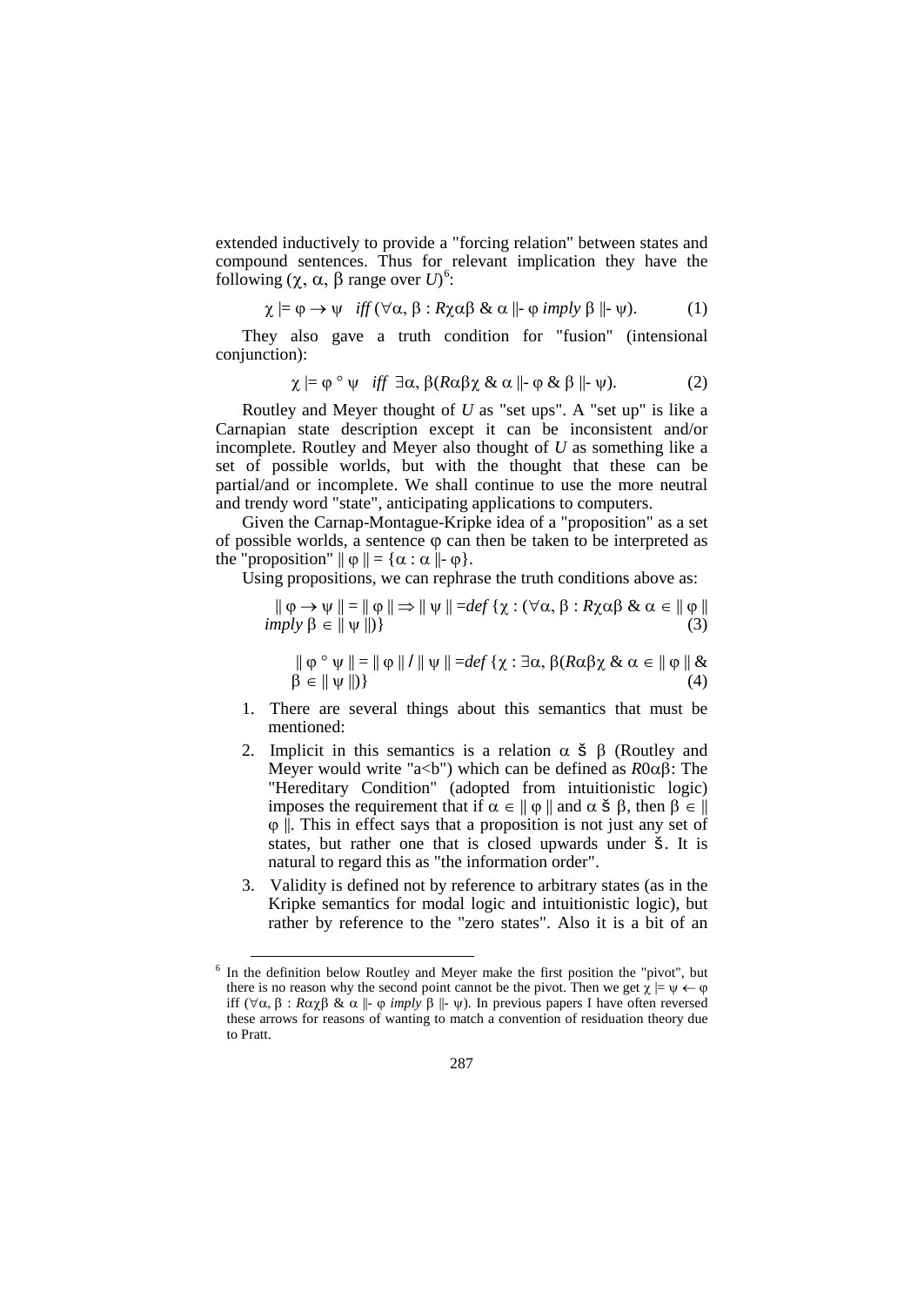extended inductively to provide a "forcing relation" between states and compound sentences. Thus for relevant implication they have the following ($\chi$, $\alpha$, $\beta$ range over $U$)[6]:

$$\chi \models \varphi \rightarrow \psi \quad \textit{iff}\ (\forall\alpha, \beta : R\chi\alpha\beta\ \&\ \alpha \Vdash \varphi\ \textit{imply}\ \beta \Vdash \psi). \qquad (1)$$

They also gave a truth condition for "fusion" (intensional conjunction):

$$\chi \models \varphi \circ \psi \quad \textit{iff}\ \exists\alpha, \beta(R\alpha\beta\chi\ \&\ \alpha \Vdash \varphi\ \&\ \beta \Vdash \psi). \qquad (2)$$

Routley and Meyer thought of $U$ as "set ups". A "set up" is like a Carnapian state description except it can be inconsistent and/or incomplete. Routley and Meyer also thought of $U$ as something like a set of possible worlds, but with the thought that these can be partial/and or incomplete. We shall continue to use the more neutral and trendy word "state", anticipating applications to computers.

Given the Carnap-Montague-Kripke idea of a "proposition" as a set of possible worlds, a sentence $\varphi$ can then be taken to be interpreted as the "proposition" $\| \varphi \| = \{\alpha : \alpha \Vdash \varphi\}$.

Using propositions, we can rephrase the truth conditions above as:

$$\| \varphi \rightarrow \psi \| = \| \varphi \| \Rightarrow \| \psi \| =\!def\ \{\chi : (\forall\alpha, \beta : R\chi\alpha\beta\ \&\ \alpha \in \| \varphi \|\ \textit{imply}\ \beta \in \| \psi \|)\} \qquad (3)$$

$$\| \varphi \circ \psi \| = \| \varphi \| \,/\, \| \psi \| =\!def\ \{\chi : \exists\alpha, \beta(R\alpha\beta\chi\ \&\ \alpha \in \| \varphi \|\ \&\ \beta \in \| \psi \|)\} \qquad (4)$$

1. There are several things about this semantics that must be mentioned:
2. Implicit in this semantics is a relation $\alpha \leq \beta$ (Routley and Meyer would write "a<b") which can be defined as $R0\alpha\beta$: The "Hereditary Condition" (adopted from intuitionistic logic) imposes the requirement that if $\alpha \in \| \varphi \|$ and $\alpha \leq \beta$, then $\beta \in \| \varphi \|$. This in effect says that a proposition is not just any set of states, but rather one that is closed upwards under $\leq$. It is natural to regard this as "the information order".
3. Validity is defined not by reference to arbitrary states (as in the Kripke semantics for modal logic and intuitionistic logic), but rather by reference to the "zero states". Also it is a bit of an

[6] In the definition below Routley and Meyer make the first position the "pivot", but there is no reason why the second point cannot be the pivot. Then we get $\chi \models \psi \leftarrow \varphi$ iff ($\forall\alpha, \beta : R\alpha\chi\beta\ \&\ \alpha \Vdash \varphi\ \textit{imply}\ \beta \Vdash \psi$). In previous papers I have often reversed these arrows for reasons of wanting to match a convention of residuation theory due to Pratt.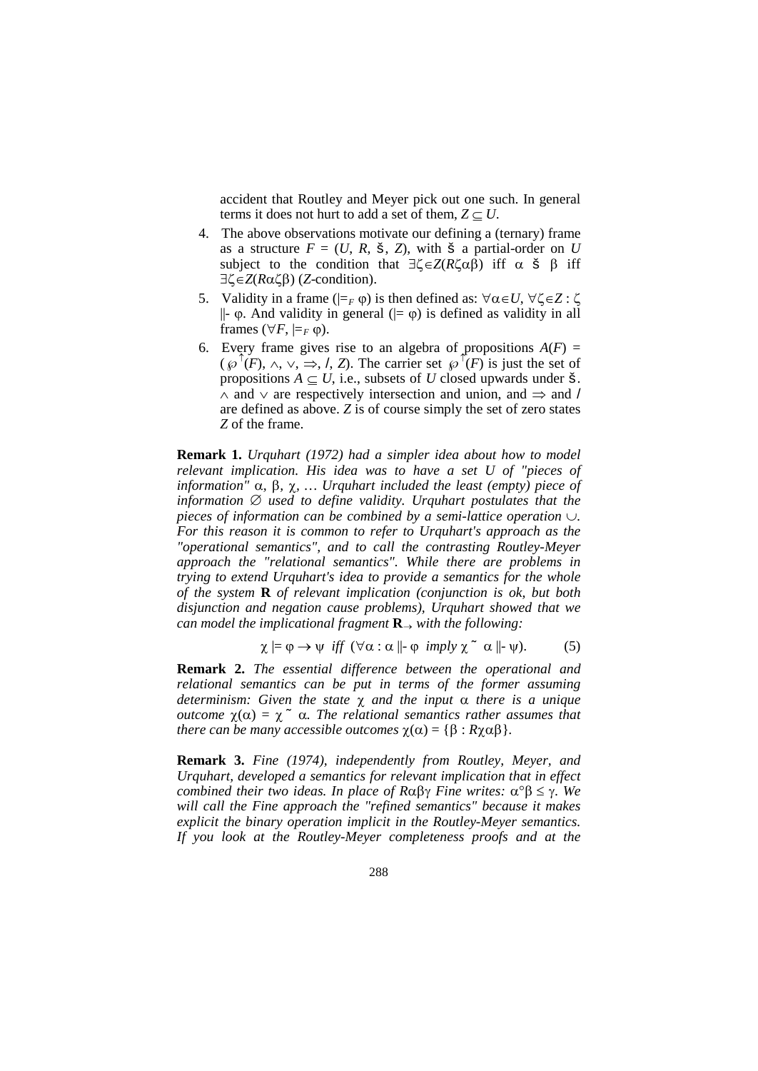accident that Routley and Meyer pick out one such. In general terms it does not hurt to add a set of them, $Z \subseteq U$.

4. The above observations motivate our defining a (ternary) frame as a structure $F = (U, R, š, Z)$, with š a partial-order on $U$ subject to the condition that $\exists\zeta\in Z(R\zeta\alpha\beta)$ iff $\alpha$ š $\beta$ iff $\exists\zeta\in Z(R\alpha\zeta\beta)$ ($Z$-condition).
5. Validity in a frame ($\models_F \varphi$) is then defined as: $\forall\alpha\in U$, $\forall\zeta\in Z : \zeta \Vdash \varphi$. And validity in general ($\models \varphi$) is defined as validity in all frames ($\forall F$, $\models_F \varphi$).
6. Every frame gives rise to an algebra of propositions $A(F) = (\wp^{\uparrow}(F), \wedge, \vee, \Rightarrow, /, Z)$. The carrier set $\wp^{\uparrow}(F)$ is just the set of propositions $A \subseteq U$, i.e., subsets of $U$ closed upwards under š. $\wedge$ and $\vee$ are respectively intersection and union, and $\Rightarrow$ and / are defined as above. $Z$ is of course simply the set of zero states $Z$ of the frame.

**Remark 1.** *Urquhart (1972) had a simpler idea about how to model relevant implication. His idea was to have a set U of "pieces of information"* $\alpha$, $\beta$, $\chi$, ... *Urquhart included the least (empty) piece of information* $\varnothing$ *used to define validity. Urquhart postulates that the pieces of information can be combined by a semi-lattice operation* $\cup$. *For this reason it is common to refer to Urquhart's approach as the "operational semantics", and to call the contrasting Routley-Meyer approach the "relational semantics". While there are problems in trying to extend Urquhart's idea to provide a semantics for the whole of the system* **R** *of relevant implication (conjunction is ok, but both disjunction and negation cause problems), Urquhart showed that we can model the implicational fragment* $\mathbf{R}_{\rightarrow}$ *with the following:*

$$\chi \models \varphi \rightarrow \psi \ \textit{ iff } \ (\forall\alpha : \alpha \Vdash \varphi \ \textit{ imply } \chi\,\tilde{}\ \alpha \Vdash \psi). \qquad (5)$$

**Remark 2.** *The essential difference between the operational and relational semantics can be put in terms of the former assuming determinism: Given the state* $\chi$ *and the input* $\alpha$ *there is a unique outcome* $\chi(\alpha) = \chi\,\tilde{}\ \alpha$. *The relational semantics rather assumes that there can be many accessible outcomes* $\chi(\alpha) = \{\beta : R\chi\alpha\beta\}$.

**Remark 3.** *Fine (1974), independently from Routley, Meyer, and Urquhart, developed a semantics for relevant implication that in effect combined their two ideas. In place of* $R\alpha\beta\gamma$ *Fine writes:* $\alpha^\circ\beta \leq \gamma$. *We will call the Fine approach the "refined semantics" because it makes explicit the binary operation implicit in the Routley-Meyer semantics. If you look at the Routley-Meyer completeness proofs and at the*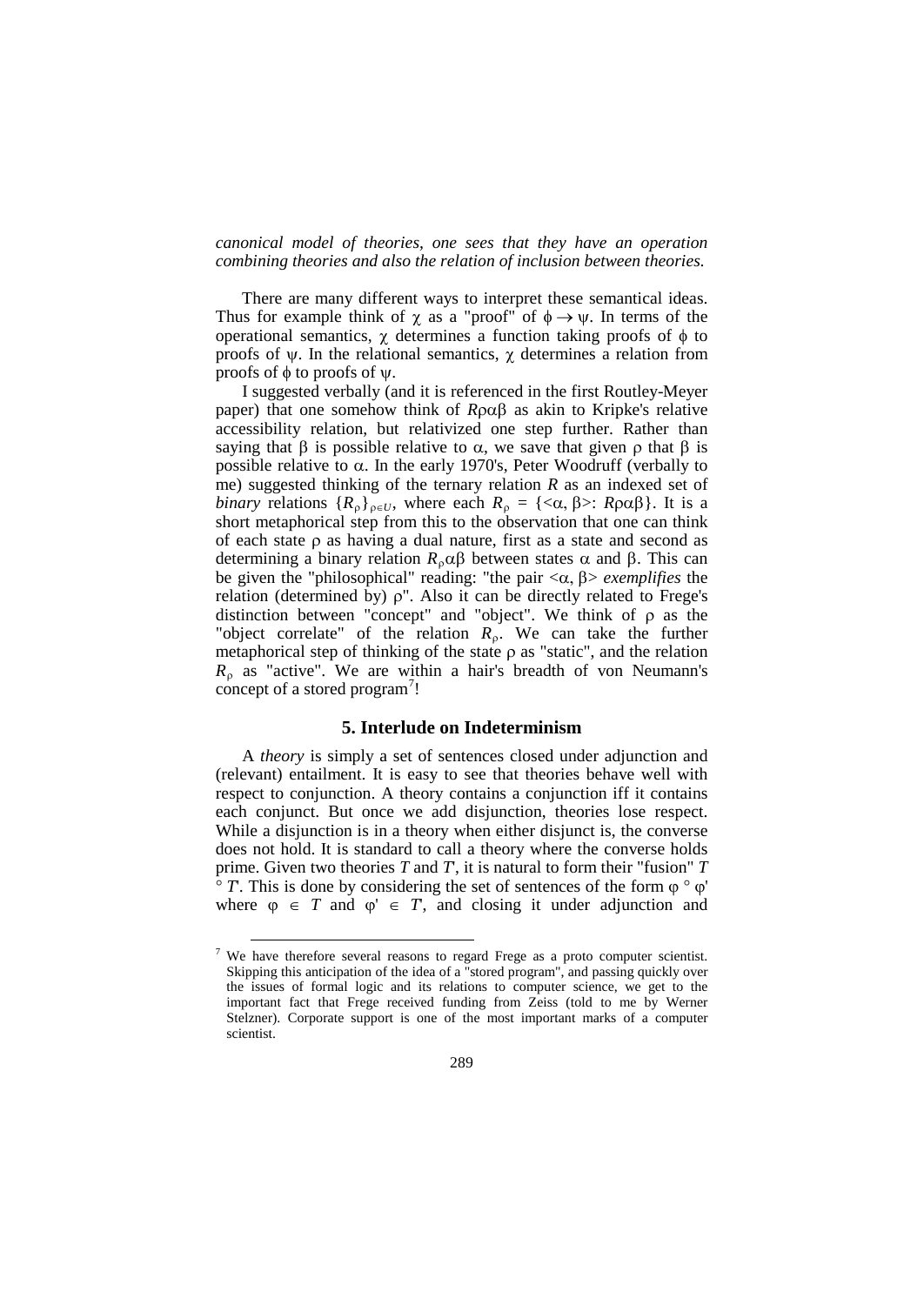*canonical model of theories, one sees that they have an operation combining theories and also the relation of inclusion between theories.*

There are many different ways to interpret these semantical ideas. Thus for example think of $\chi$ as a "proof" of $\phi \to \psi$. In terms of the operational semantics, $\chi$ determines a function taking proofs of $\phi$ to proofs of $\psi$. In the relational semantics, $\chi$ determines a relation from proofs of $\phi$ to proofs of $\psi$.

I suggested verbally (and it is referenced in the first Routley-Meyer paper) that one somehow think of $R\rho\alpha\beta$ as akin to Kripke's relative accessibility relation, but relativized one step further. Rather than saying that $\beta$ is possible relative to $\alpha$, we save that given $\rho$ that $\beta$ is possible relative to $\alpha$. In the early 1970's, Peter Woodruff (verbally to me) suggested thinking of the ternary relation $R$ as an indexed set of *binary* relations $\{R_\rho\}_{\rho \in U}$, where each $R_\rho = \{<\alpha, \beta>: R\rho\alpha\beta\}$. It is a short metaphorical step from this to the observation that one can think of each state $\rho$ as having a dual nature, first as a state and second as determining a binary relation $R_\rho\alpha\beta$ between states $\alpha$ and $\beta$. This can be given the "philosophical" reading: "the pair $<\alpha, \beta>$ *exemplifies* the relation (determined by) $\rho$". Also it can be directly related to Frege's distinction between "concept" and "object". We think of $\rho$ as the "object correlate" of the relation $R_\rho$. We can take the further metaphorical step of thinking of the state $\rho$ as "static", and the relation $R_\rho$ as "active". We are within a hair's breadth of von Neumann's concept of a stored program[7]!

## 5. Interlude on Indeterminism

A *theory* is simply a set of sentences closed under adjunction and (relevant) entailment. It is easy to see that theories behave well with respect to conjunction. A theory contains a conjunction iff it contains each conjunct. But once we add disjunction, theories lose respect. While a disjunction is in a theory when either disjunct is, the converse does not hold. It is standard to call a theory where the converse holds prime. Given two theories $T$ and $T'$, it is natural to form their "fusion" $T \circ T'$. This is done by considering the set of sentences of the form $\varphi \circ \varphi'$ where $\varphi \in T$ and $\varphi' \in T'$, and closing it under adjunction and

[7] We have therefore several reasons to regard Frege as a proto computer scientist. Skipping this anticipation of the idea of a "stored program", and passing quickly over the issues of formal logic and its relations to computer science, we get to the important fact that Frege received funding from Zeiss (told to me by Werner Stelzner). Corporate support is one of the most important marks of a computer scientist.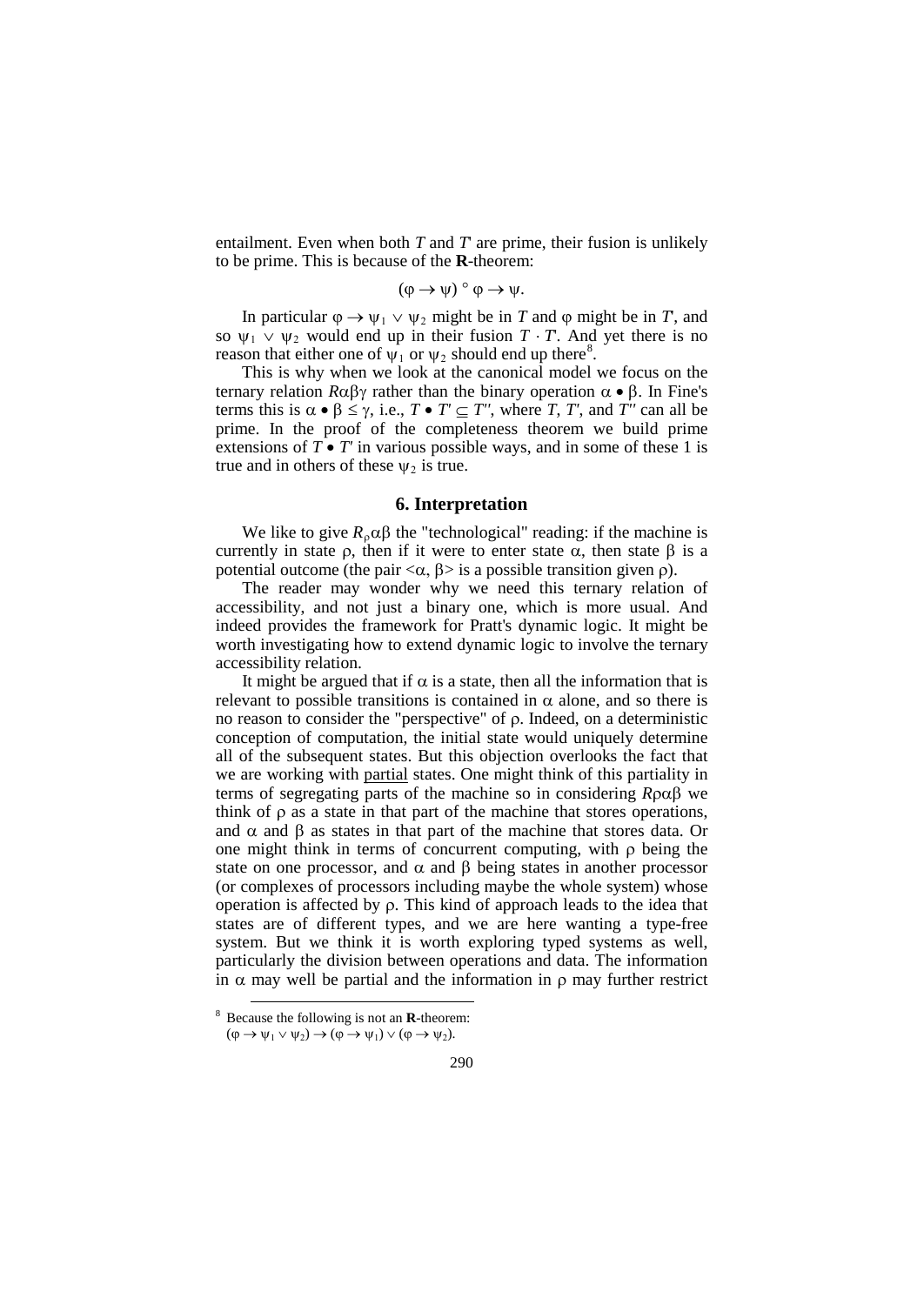entailment. Even when both $T$ and $T'$ are prime, their fusion is unlikely to be prime. This is because of the **R**-theorem:

$$(\varphi \to \psi) \circ \varphi \to \psi.$$

In particular $\varphi \to \psi_1 \vee \psi_2$ might be in $T$ and $\varphi$ might be in $T'$, and so $\psi_1 \vee \psi_2$ would end up in their fusion $T \cdot T'$. And yet there is no reason that either one of $\psi_1$ or $\psi_2$ should end up there[8].

This is why when we look at the canonical model we focus on the ternary relation $R\alpha\beta\gamma$ rather than the binary operation $\alpha \bullet \beta$. In Fine's terms this is $\alpha \bullet \beta \leq \gamma$, i.e., $T \bullet T' \subseteq T''$, where $T$, $T'$, and $T''$ can all be prime. In the proof of the completeness theorem we build prime extensions of $T \bullet T'$ in various possible ways, and in some of these 1 is true and in others of these $\psi_2$ is true.

## 6. Interpretation

We like to give $R_\rho\alpha\beta$ the "technological" reading: if the machine is currently in state $\rho$, then if it were to enter state $\alpha$, then state $\beta$ is a potential outcome (the pair $<\alpha, \beta>$ is a possible transition given $\rho$).

The reader may wonder why we need this ternary relation of accessibility, and not just a binary one, which is more usual. And indeed provides the framework for Pratt's dynamic logic. It might be worth investigating how to extend dynamic logic to involve the ternary accessibility relation.

It might be argued that if $\alpha$ is a state, then all the information that is relevant to possible transitions is contained in $\alpha$ alone, and so there is no reason to consider the "perspective" of $\rho$. Indeed, on a deterministic conception of computation, the initial state would uniquely determine all of the subsequent states. But this objection overlooks the fact that we are working with partial states. One might think of this partiality in terms of segregating parts of the machine so in considering $R\rho\alpha\beta$ we think of $\rho$ as a state in that part of the machine that stores operations, and $\alpha$ and $\beta$ as states in that part of the machine that stores data. Or one might think in terms of concurrent computing, with $\rho$ being the state on one processor, and $\alpha$ and $\beta$ being states in another processor (or complexes of processors including maybe the whole system) whose operation is affected by $\rho$. This kind of approach leads to the idea that states are of different types, and we are here wanting a type-free system. But we think it is worth exploring typed systems as well, particularly the division between operations and data. The information in $\alpha$ may well be partial and the information in $\rho$ may further restrict

---

[8] Because the following is not an **R**-theorem: $(\varphi \to \psi_1 \vee \psi_2) \to (\varphi \to \psi_1) \vee (\varphi \to \psi_2)$.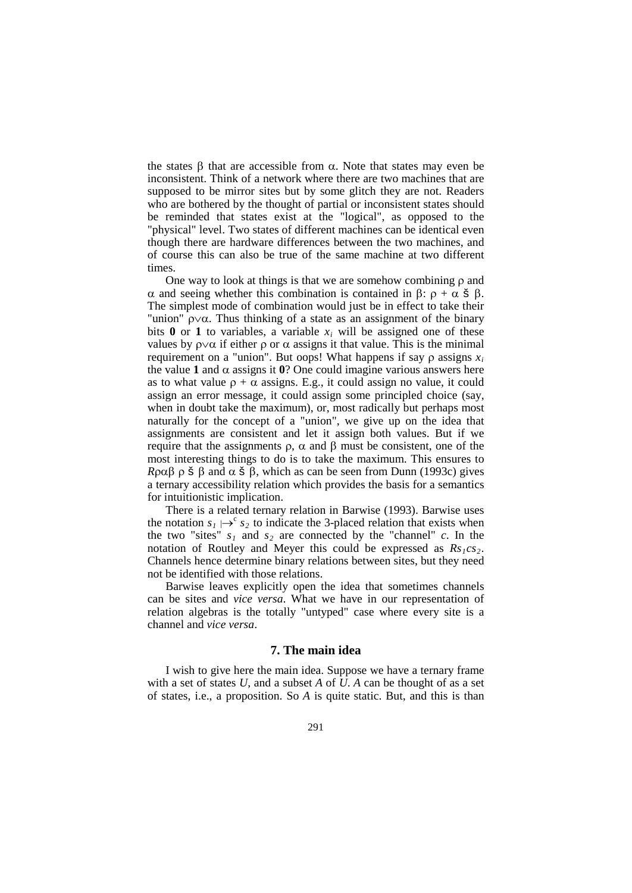the states $\beta$ that are accessible from $\alpha$. Note that states may even be inconsistent. Think of a network where there are two machines that are supposed to be mirror sites but by some glitch they are not. Readers who are bothered by the thought of partial or inconsistent states should be reminded that states exist at the "logical", as opposed to the "physical" level. Two states of different machines can be identical even though there are hardware differences between the two machines, and of course this can also be true of the same machine at two different times.

One way to look at things is that we are somehow combining $\rho$ and $\alpha$ and seeing whether this combination is contained in $\beta$: $\rho + \alpha$ š $\beta$. The simplest mode of combination would just be in effect to take their "union" $\rho\vee\alpha$. Thus thinking of a state as an assignment of the binary bits **0** or **1** to variables, a variable $x_i$ will be assigned one of these values by $\rho\vee\alpha$ if either $\rho$ or $\alpha$ assigns it that value. This is the minimal requirement on a "union". But oops! What happens if say $\rho$ assigns $x_i$ the value **1** and $\alpha$ assigns it **0**? One could imagine various answers here as to what value $\rho + \alpha$ assigns. E.g., it could assign no value, it could assign an error message, it could assign some principled choice (say, when in doubt take the maximum), or, most radically but perhaps most naturally for the concept of a "union", we give up on the idea that assignments are consistent and let it assign both values. But if we require that the assignments $\rho$, $\alpha$ and $\beta$ must be consistent, one of the most interesting things to do is to take the maximum. This ensures to $R\rho\alpha\beta$ $\rho$ š $\beta$ and $\alpha$ š $\beta$, which as can be seen from Dunn (1993c) gives a ternary accessibility relation which provides the basis for a semantics for intuitionistic implication.

There is a related ternary relation in Barwise (1993). Barwise uses the notation $s_1 \mapsto^c s_2$ to indicate the 3-placed relation that exists when the two "sites" $s_1$ and $s_2$ are connected by the "channel" $c$. In the notation of Routley and Meyer this could be expressed as $Rs_1cs_2$. Channels hence determine binary relations between sites, but they need not be identified with those relations.

Barwise leaves explicitly open the idea that sometimes channels can be sites and *vice versa*. What we have in our representation of relation algebras is the totally "untyped" case where every site is a channel and *vice versa*.

## 7. The main idea

I wish to give here the main idea. Suppose we have a ternary frame with a set of states $U$, and a subset $A$ of $U$. $A$ can be thought of as a set of states, i.e., a proposition. So $A$ is quite static. But, and this is than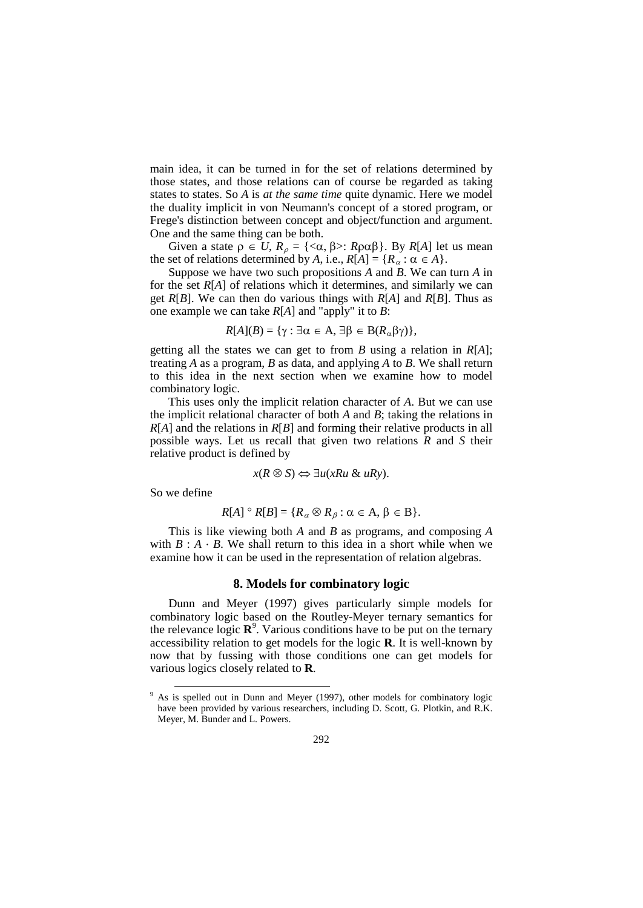main idea, it can be turned in for the set of relations determined by those states, and those relations can of course be regarded as taking states to states. So $A$ is *at the same time* quite dynamic. Here we model the duality implicit in von Neumann's concept of a stored program, or Frege's distinction between concept and object/function and argument. One and the same thing can be both.

Given a state $\rho \in U$, $R_\rho = \{<\alpha, \beta>: R\rho\alpha\beta\}$. By $R[A]$ let us mean the set of relations determined by $A$, i.e., $R[A] = \{R_\alpha : \alpha \in A\}$.

Suppose we have two such propositions $A$ and $B$. We can turn $A$ in for the set $R[A]$ of relations which it determines, and similarly we can get $R[B]$. We can then do various things with $R[A]$ and $R[B]$. Thus as one example we can take $R[A]$ and "apply" it to $B$:

$$R[A](B) = \{\gamma : \exists\alpha \in \text{A}, \exists\beta \in \text{B}(R_\alpha\beta\gamma)\},$$

getting all the states we can get to from $B$ using a relation in $R[A]$; treating $A$ as a program, $B$ as data, and applying $A$ to $B$. We shall return to this idea in the next section when we examine how to model combinatory logic.

This uses only the implicit relation character of $A$. But we can use the implicit relational character of both $A$ and $B$; taking the relations in $R[A]$ and the relations in $R[B]$ and forming their relative products in all possible ways. Let us recall that given two relations $R$ and $S$ their relative product is defined by

$$x(R \otimes S) \Leftrightarrow \exists u(xRu \ \& \ uRy).$$

So we define

$$R[A] \circ R[B] = \{R_\alpha \otimes R_\beta : \alpha \in \text{A}, \beta \in \text{B}\}.$$

This is like viewing both $A$ and $B$ as programs, and composing $A$ with $B : A \cdot B$. We shall return to this idea in a short while when we examine how it can be used in the representation of relation algebras.

## 8. Models for combinatory logic

Dunn and Meyer (1997) gives particularly simple models for combinatory logic based on the Routley-Meyer ternary semantics for the relevance logic **R**[9]. Various conditions have to be put on the ternary accessibility relation to get models for the logic **R**. It is well-known by now that by fussing with those conditions one can get models for various logics closely related to **R**.

---

[9] As is spelled out in Dunn and Meyer (1997), other models for combinatory logic have been provided by various researchers, including D. Scott, G. Plotkin, and R.K. Meyer, M. Bunder and L. Powers.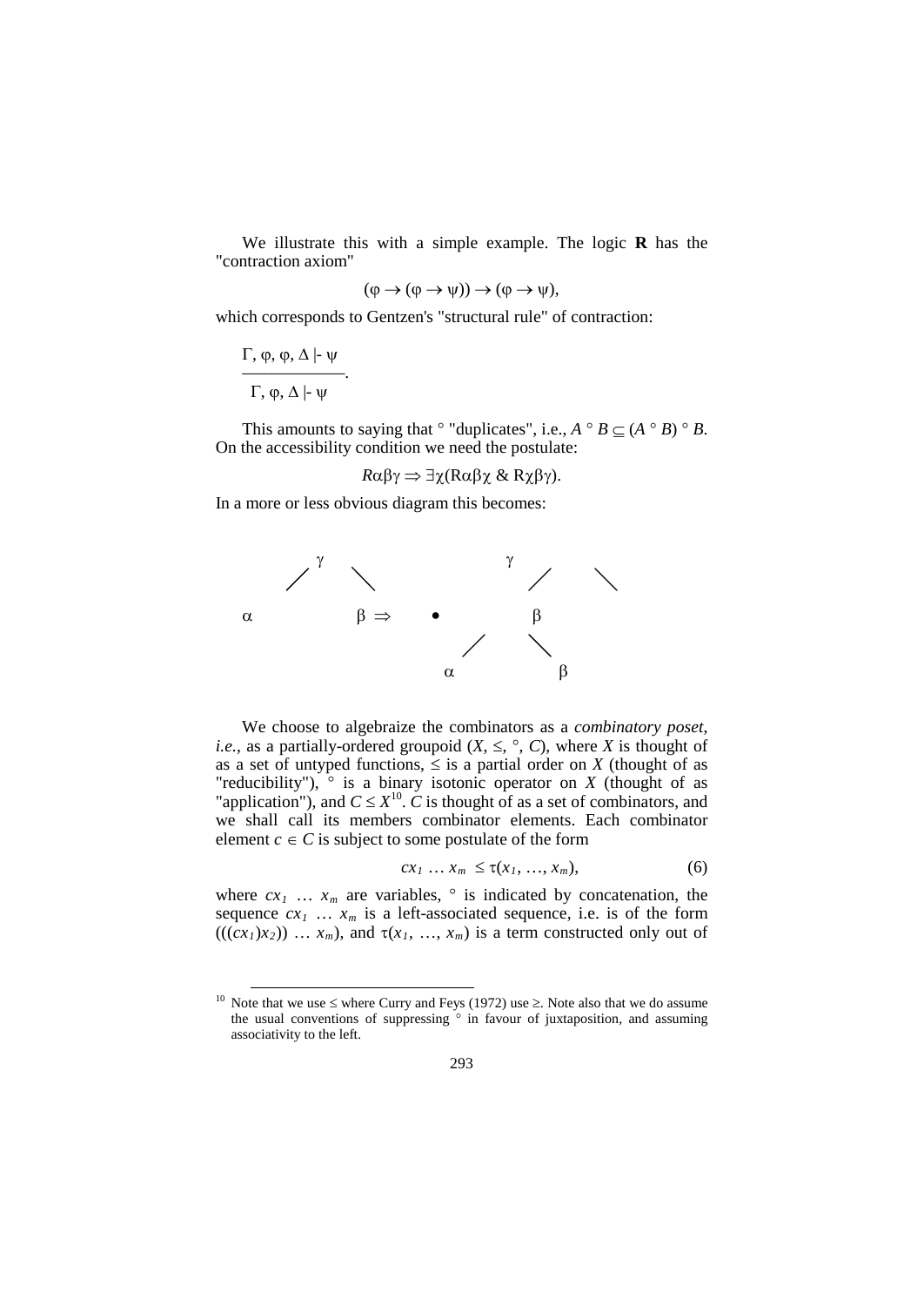We illustrate this with a simple example. The logic **R** has the "contraction axiom"

$$(\varphi \to (\varphi \to \psi)) \to (\varphi \to \psi),$$

which corresponds to Gentzen's "structural rule" of contraction:

$$\frac{\Gamma, \varphi, \varphi, \Delta \vdash \psi}{\Gamma, \varphi, \Delta \vdash \psi}.$$

This amounts to saying that $\circ$ "duplicates", i.e., $A \circ B \subseteq (A \circ B) \circ B$. On the accessibility condition we need the postulate:

$$R\alpha\beta\gamma \Rightarrow \exists\chi(R\alpha\beta\chi \;\&\; R\chi\beta\gamma).$$

In a more or less obvious diagram this becomes:

```
        γ                           γ
      /   \                       /   \
    α       β   ⇒           •         β
                          /   \
                        α       β
```

We choose to algebraize the combinators as a *combinatory poset*, *i.e.*, as a partially-ordered groupoid $(X, \leq, \circ, C)$, where $X$ is thought of as a set of untyped functions, $\leq$ is a partial order on $X$ (thought of as "reducibility"), $\circ$ is a binary isotonic operator on $X$ (thought of as "application"), and $C \leq X$[10]. $C$ is thought of as a set of combinators, and we shall call its members combinator elements. Each combinator element $c \in C$ is subject to some postulate of the form

$$cx_1 \ldots x_m \leq \tau(x_1, \ldots, x_m), \tag{6}$$

where $cx_1 \ldots x_m$ are variables, $\circ$ is indicated by concatenation, the sequence $cx_1 \ldots x_m$ is a left-associated sequence, i.e. is of the form $(((cx_1)x_2)) \ldots x_m)$, and $\tau(x_1, \ldots, x_m)$ is a term constructed only out of

---

[10] Note that we use $\leq$ where Curry and Feys (1972) use $\geq$. Note also that we do assume the usual conventions of suppressing $\circ$ in favour of juxtaposition, and assuming associativity to the left.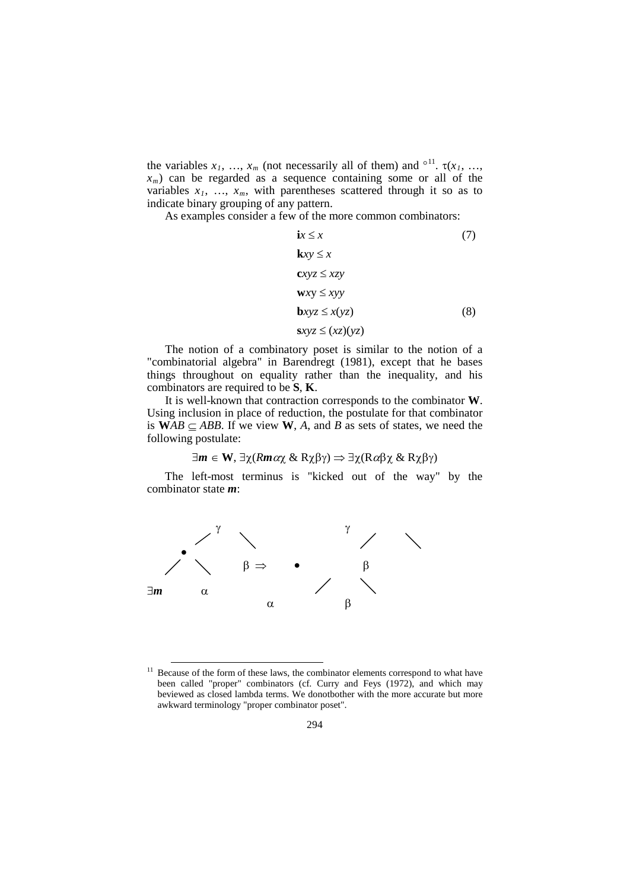the variables $x_1, \ldots, x_m$ (not necessarily all of them) and $\circ$[11]. $\tau(x_1, \ldots, x_m)$ can be regarded as a sequence containing some or all of the variables $x_1, \ldots, x_m$, with parentheses scattered through it so as to indicate binary grouping of any pattern.

As examples consider a few of the more common combinators:

$$\mathbf{i}x \leq x \tag{7}$$

$$\mathbf{k}xy \leq x$$

$$\mathbf{c}xyz \leq xzy$$

$$\mathbf{w}xy \leq xyy$$

$$\mathbf{b}xyz \leq x(yz) \tag{8}$$

$$\mathbf{s}xyz \leq (xz)(yz)$$

The notion of a combinatory poset is similar to the notion of a "combinatorial algebra" in Barendregt (1981), except that he bases things throughout on equality rather than the inequality, and his combinators are required to be **S**, **K**.

It is well-known that contraction corresponds to the combinator **W**. Using inclusion in place of reduction, the postulate for that combinator is $\mathbf{W}AB \subseteq ABB$. If we view **W**, $A$, and $B$ as sets of states, we need the following postulate:

$$\exists \boldsymbol{m} \in \mathbf{W}, \exists\chi(R\boldsymbol{m}\alpha\chi \;\&\; R\chi\beta\gamma) \Rightarrow \exists\chi(R\alpha\beta\chi \;\&\; R\chi\beta\gamma)$$

The left-most terminus is "kicked out of the way" by the combinator state $\boldsymbol{m}$:

```
            γ                          γ
          /     \                    /     \
        •                          
      /   \       β  ⇒        •             β
                                 /     \
∃m        α
                            α             β
```

[11] Because of the form of these laws, the combinator elements correspond to what have been called "proper" combinators (cf. Curry and Feys (1972), and which may beviewed as closed lambda terms. We donotbother with the more accurate but more awkward terminology "proper combinator poset".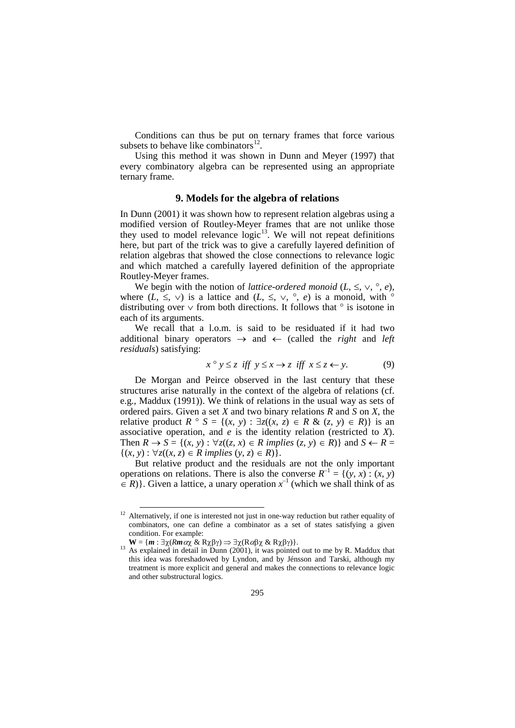Conditions can thus be put on ternary frames that force various subsets to behave like combinators[12].

Using this method it was shown in Dunn and Meyer (1997) that every combinatory algebra can be represented using an appropriate ternary frame.

## 9. Models for the algebra of relations

In Dunn (2001) it was shown how to represent relation algebras using a modified version of Routley-Meyer frames that are not unlike those they used to model relevance logic[13]. We will not repeat definitions here, but part of the trick was to give a carefully layered definition of relation algebras that showed the close connections to relevance logic and which matched a carefully layered definition of the appropriate Routley-Meyer frames.

We begin with the notion of *lattice-ordered monoid* $(L, \leq, \vee, \circ, e)$, where $(L, \leq, \vee)$ is a lattice and $(L, \leq, \vee, \circ, e)$ is a monoid, with $\circ$ distributing over $\vee$ from both directions. It follows that $\circ$ is isotone in each of its arguments.

We recall that a l.o.m. is said to be residuated if it had two additional binary operators $\rightarrow$ and $\leftarrow$ (called the *right* and *left residuals*) satisfying:

$$x \circ y \leq z \;\; iff \;\; y \leq x \rightarrow z \;\; iff \;\; x \leq z \leftarrow y. \tag{9}$$

De Morgan and Peirce observed in the last century that these structures arise naturally in the context of the algebra of relations (cf. e.g., Maddux (1991)). We think of relations in the usual way as sets of ordered pairs. Given a set $X$ and two binary relations $R$ and $S$ on $X$, the relative product $R \circ S = \{(x, y) : \exists z((x, z) \in R \;\&\; (z, y) \in R)\}$ is an associative operation, and $e$ is the identity relation (restricted to $X$). Then $R \rightarrow S = \{(x, y) : \forall z((z, x) \in R \textit{ implies } (z, y) \in R)\}$ and $S \leftarrow R = \{(x, y) : \forall z((x, z) \in R \textit{ implies } (y, z) \in R)\}$.

But relative product and the residuals are not the only important operations on relations. There is also the converse $R^{-1} = \{(y, x) : (x, y) \in R)\}$. Given a lattice, a unary operation $x^{-1}$ (which we shall think of as

---

[12] Alternatively, if one is interested not just in one-way reduction but rather equality of combinators, one can define a combinator as a set of states satisfying a given condition. For example:
$\mathbf{W} = \{\boldsymbol{m} : \exists\chi(R\boldsymbol{m}\alpha\chi \;\&\; R\chi\beta\gamma) \Rightarrow \exists\chi(R\alpha\beta\chi \;\&\; R\chi\beta\gamma)\}$.

[13] As explained in detail in Dunn (2001), it was pointed out to me by R. Maddux that this idea was foreshadowed by Lyndon, and by Jénsson and Tarski, although my treatment is more explicit and general and makes the connections to relevance logic and other substructural logics.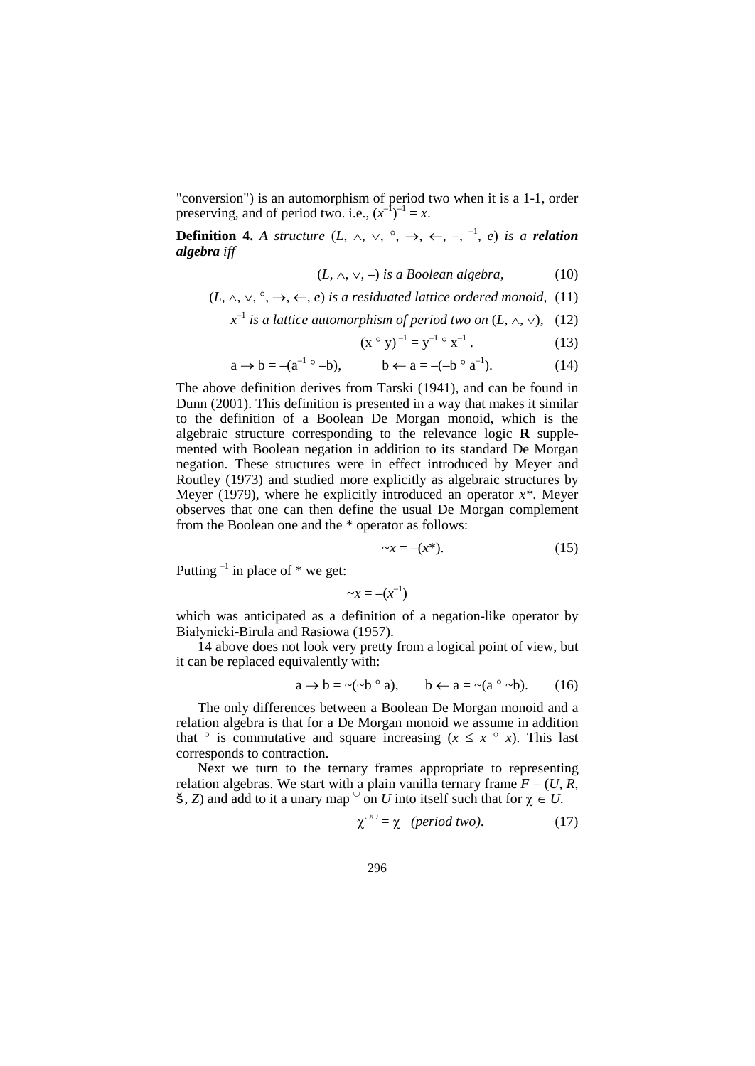"conversion") is an automorphism of period two when it is a 1-1, order preserving, and of period two. i.e., $(x^{-1})^{-1} = x$.

**Definition 4.** *A structure* $(L, \wedge, \vee, \circ, \rightarrow, \leftarrow, -, ^{-1}, e)$ *is a* ***relation algebra*** *iff*

$$(L, \wedge, \vee, -) \text{ is a Boolean algebra,} \tag{10}$$

$$(L, \wedge, \vee, \circ, \rightarrow, \leftarrow, e) \text{ is a residuated lattice ordered monoid,} \tag{11}$$

$$x^{-1} \text{ is a lattice automorphism of period two on } (L, \wedge, \vee), \tag{12}$$

$$(x \circ y)^{-1} = y^{-1} \circ x^{-1}. \tag{13}$$

$$a \rightarrow b = -(a^{-1} \circ -b), \qquad b \leftarrow a = -(-b \circ a^{-1}). \tag{14}$$

The above definition derives from Tarski (1941), and can be found in Dunn (2001). This definition is presented in a way that makes it similar to the definition of a Boolean De Morgan monoid, which is the algebraic structure corresponding to the relevance logic **R** supplemented with Boolean negation in addition to its standard De Morgan negation. These structures were in effect introduced by Meyer and Routley (1973) and studied more explicitly as algebraic structures by Meyer (1979), where he explicitly introduced an operator $x^*$. Meyer observes that one can then define the usual De Morgan complement from the Boolean one and the * operator as follows:

$$\sim x = -(x^*). \tag{15}$$

Putting $^{-1}$ in place of * we get:

$$\sim x = -(x^{-1})$$

which was anticipated as a definition of a negation-like operator by Białynicki-Birula and Rasiowa (1957).

14 above does not look very pretty from a logical point of view, but it can be replaced equivalently with:

$$a \rightarrow b = \sim(\sim b \circ a), \qquad b \leftarrow a = \sim(a \circ \sim b). \tag{16}$$

The only differences between a Boolean De Morgan monoid and a relation algebra is that for a De Morgan monoid we assume in addition that $\circ$ is commutative and square increasing ($x \leq x \circ x$). This last corresponds to contraction.

Next we turn to the ternary frames appropriate to representing relation algebras. We start with a plain vanilla ternary frame $F = (U, R, \check{s}, Z)$ and add to it a unary map $^{\cup}$ on $U$ into itself such that for $\chi \in U$.

$$\chi^{\cup\cup} = \chi \quad \textit{(period two).} \tag{17}$$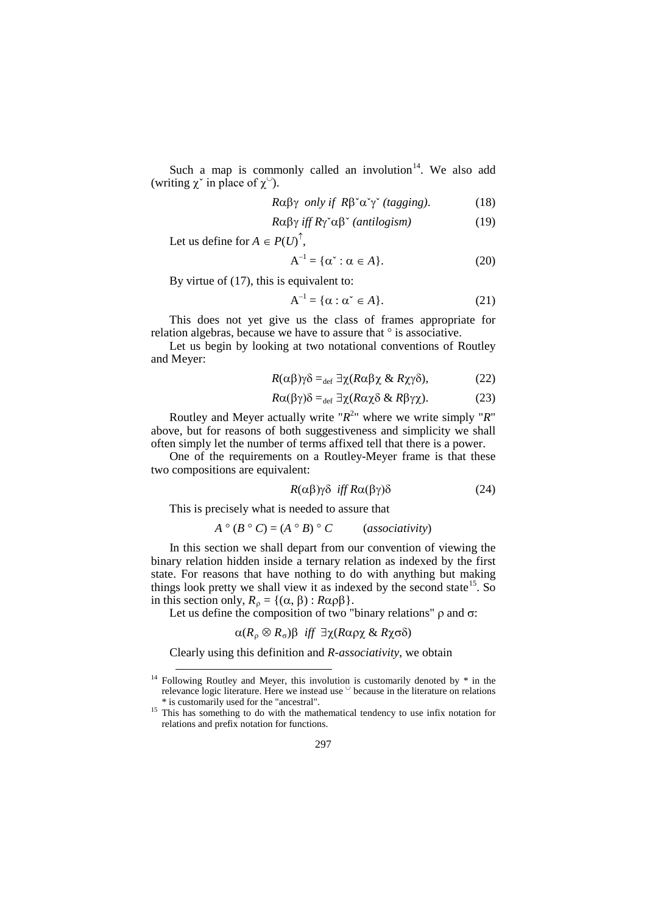Such a map is commonly called an involution[14]. We also add (writing $\chi^{\smallsmile}$ in place of $\chi^{\cup}$).

$$R\alpha\beta\gamma \;\; \textit{only if} \;\; R\beta^{\smallsmile}\alpha^{\smallsmile}\gamma^{\smallsmile} \; \textit{(tagging)}. \tag{18}$$

$$R\alpha\beta\gamma \; \textit{iff} \; R\gamma^{\smallsmile}\alpha\beta^{\smallsmile} \; \textit{(antilogism)} \tag{19}$$

Let us define for $A \in P(U)^{\uparrow}$,

$$\mathrm{A}^{-1} = \{\alpha^{\smallsmile} : \alpha \in A\}. \tag{20}$$

By virtue of (17), this is equivalent to:

$$\mathrm{A}^{-1} = \{\alpha : \alpha^{\smallsmile} \in A\}. \tag{21}$$

This does not yet give us the class of frames appropriate for relation algebras, because we have to assure that $\circ$ is associative.

Let us begin by looking at two notational conventions of Routley and Meyer:

$$R(\alpha\beta)\gamma\delta =_{\mathrm{def}} \exists\chi(R\alpha\beta\chi \;\&\; R\chi\gamma\delta), \tag{22}$$

$$R\alpha(\beta\gamma)\delta =_{\mathrm{def}} \exists\chi(R\alpha\chi\delta \;\&\; R\beta\gamma\chi). \tag{23}$$

Routley and Meyer actually write "$R^2$" where we write simply "$R$" above, but for reasons of both suggestiveness and simplicity we shall often simply let the number of terms affixed tell that there is a power.

One of the requirements on a Routley-Meyer frame is that these two compositions are equivalent:

$$R(\alpha\beta)\gamma\delta \;\; \textit{iff} \; R\alpha(\beta\gamma)\delta \tag{24}$$

This is precisely what is needed to assure that

$$A \circ (B \circ C) = (A \circ B) \circ C \qquad (\textit{associativity})$$

In this section we shall depart from our convention of viewing the binary relation hidden inside a ternary relation as indexed by the first state. For reasons that have nothing to do with anything but making things look pretty we shall view it as indexed by the second state[15]. So in this section only, $R_\rho = \{(\alpha, \beta) : R\alpha\rho\beta\}$.

Let us define the composition of two "binary relations" $\rho$ and $\sigma$:

$$\alpha(R_\rho \otimes R_\sigma)\beta \;\; \textit{iff} \;\; \exists\chi(R\alpha\rho\chi \;\&\; R\chi\sigma\delta)$$

Clearly using this definition and *R-associativity*, we obtain

[14] Following Routley and Meyer, this involution is customarily denoted by * in the relevance logic literature. Here we instead use $^{\cup}$ because in the literature on relations * is customarily used for the "ancestral".

[15] This has something to do with the mathematical tendency to use infix notation for relations and prefix notation for functions.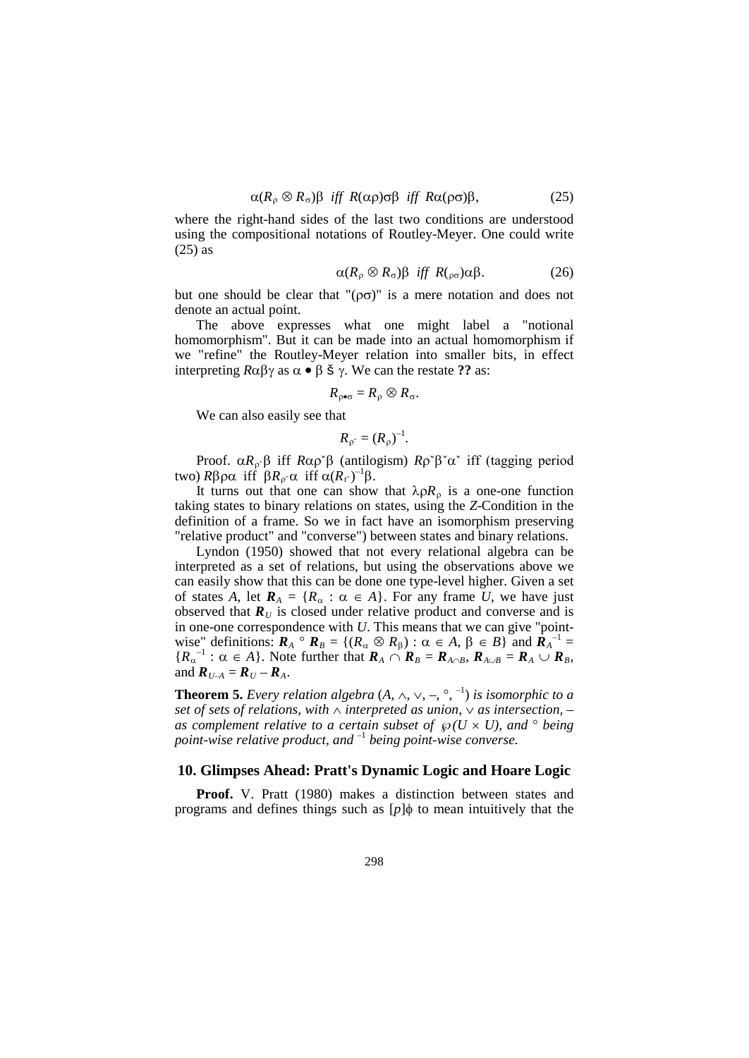$$\alpha(R_\rho \otimes R_\sigma)\beta \ \ iff \ \ R(\alpha\rho)\sigma\beta \ \ iff \ \ R\alpha(\rho\sigma)\beta, \tag{25}$$

where the right-hand sides of the last two conditions are understood using the compositional notations of Routley-Meyer. One could write (25) as

$$\alpha(R_\rho \otimes R_\sigma)\beta \ \ iff \ \ R(_{\rho\sigma})\alpha\beta. \tag{26}$$

but one should be clear that "$(\rho\sigma)$" is a mere notation and does not denote an actual point.

The above expresses what one might label a "notional homomorphism". But it can be made into an actual homomorphism if we "refine" the Routley-Meyer relation into smaller bits, in effect interpreting $R\alpha\beta\gamma$ as $\alpha \bullet \beta$ š $\gamma$. We can the restate **??** as:

$$R_{\rho\bullet\sigma} = R_\rho \otimes R_\sigma.$$

We can also easily see that

$$R_{\rho^{\check{}}} = (R_\rho)^{-1}.$$

Proof. $\alpha R_{\rho^{\check{}}}\beta$ iff $R\alpha\rho^{\check{}}\beta$ (antilogism) $R\rho^{\check{}}\beta^{\check{}}\alpha^{\check{}}$ iff (tagging period two) $R\beta\rho\alpha$ iff $\beta R_{\rho^{\check{}}}\alpha$ iff $\alpha(R_{r^{\check{}}})^{-1}\beta$.

It turns out that one can show that $\lambda\rho R_\rho$ is a one-one function taking states to binary relations on states, using the *Z*-Condition in the definition of a frame. So we in fact have an isomorphism preserving "relative product" and "converse") between states and binary relations.

Lyndon (1950) showed that not every relational algebra can be interpreted as a set of relations, but using the observations above we can easily show that this can be done one type-level higher. Given a set of states $A$, let $\boldsymbol{R}_A = \{R_\alpha : \alpha \in A\}$. For any frame $U$, we have just observed that $\boldsymbol{R}_U$ is closed under relative product and converse and is in one-one correspondence with $U$. This means that we can give "point-wise" definitions: $\boldsymbol{R}_A \circ \boldsymbol{R}_B = \{(R_\alpha \otimes R_\beta) : \alpha \in A, \beta \in B\}$ and $\boldsymbol{R}_A^{-1} = \{R_\alpha^{-1} : \alpha \in A\}$. Note further that $\boldsymbol{R}_A \cap \boldsymbol{R}_B = \boldsymbol{R}_{A\cap B}$, $\boldsymbol{R}_{A\cup B} = \boldsymbol{R}_A \cup \boldsymbol{R}_B$, and $\boldsymbol{R}_{U-A} = \boldsymbol{R}_U - \boldsymbol{R}_A$.

**Theorem 5.** *Every relation algebra* $(A, \wedge, \vee, -, \circ, ^{-1})$ *is isomorphic to a set of sets of relations, with* $\wedge$ *interpreted as union,* $\vee$ *as intersection,* $-$ *as complement relative to a certain subset of* $\wp(U \times U)$*, and* $\circ$ *being point-wise relative product, and* $^{-1}$ *being point-wise converse.*

## 10. Glimpses Ahead: Pratt's Dynamic Logic and Hoare Logic

**Proof.** V. Pratt (1980) makes a distinction between states and programs and defines things such as $[p]\phi$ to mean intuitively that the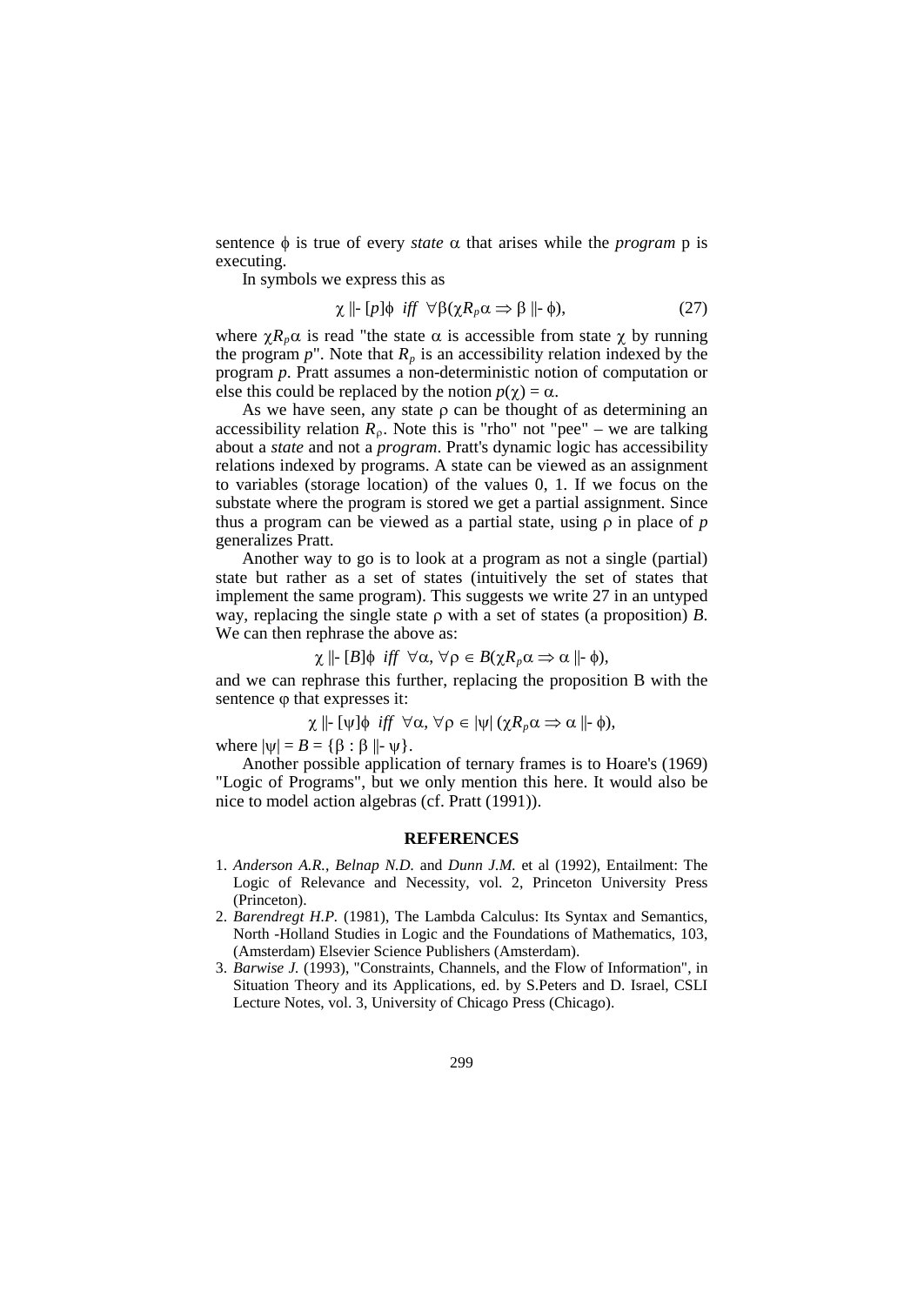sentence $\phi$ is true of every *state* $\alpha$ that arises while the *program* p is executing.

In symbols we express this as

$$\chi \Vdash [p]\phi \ \ iff \ \ \forall\beta(\chi R_p \alpha \Rightarrow \beta \Vdash \phi), \tag{27}$$

where $\chi R_p \alpha$ is read "the state $\alpha$ is accessible from state $\chi$ by running the program $p$". Note that $R_p$ is an accessibility relation indexed by the program $p$. Pratt assumes a non-deterministic notion of computation or else this could be replaced by the notion $p(\chi) = \alpha$.

As we have seen, any state $\rho$ can be thought of as determining an accessibility relation $R_\rho$. Note this is "rho" not "pee" – we are talking about a *state* and not a *program*. Pratt's dynamic logic has accessibility relations indexed by programs. A state can be viewed as an assignment to variables (storage location) of the values 0, 1. If we focus on the substate where the program is stored we get a partial assignment. Since thus a program can be viewed as a partial state, using $\rho$ in place of $p$ generalizes Pratt.

Another way to go is to look at a program as not a single (partial) state but rather as a set of states (intuitively the set of states that implement the same program). This suggests we write 27 in an untyped way, replacing the single state $\rho$ with a set of states (a proposition) $B$. We can then rephrase the above as:

$$\chi \Vdash [B]\phi \ \ iff \ \ \forall\alpha, \forall\rho \in B(\chi R_p \alpha \Rightarrow \alpha \Vdash \phi),$$

and we can rephrase this further, replacing the proposition B with the sentence $\varphi$ that expresses it:

$$\chi \Vdash [\psi]\phi \ \ iff \ \ \forall\alpha, \forall\rho \in |\psi| \, (\chi R_p \alpha \Rightarrow \alpha \Vdash \phi),$$

where $|\psi| = B = \{\beta : \beta \Vdash \psi\}$.

Another possible application of ternary frames is to Hoare's (1969) "Logic of Programs", but we only mention this here. It would also be nice to model action algebras (cf. Pratt (1991)).

## REFERENCES

1. *Anderson A.R.*, *Belnap N.D.* and *Dunn J.M.* et al (1992), Entailment: The Logic of Relevance and Necessity, vol. 2, Princeton University Press (Princeton).
2. *Barendregt H.P.* (1981), The Lambda Calculus: Its Syntax and Semantics, North -Holland Studies in Logic and the Foundations of Mathematics, 103, (Amsterdam) Elsevier Science Publishers (Amsterdam).
3. *Barwise J.* (1993), "Constraints, Channels, and the Flow of Information", in Situation Theory and its Applications, ed. by S.Peters and D. Israel, CSLI Lecture Notes, vol. 3, University of Chicago Press (Chicago).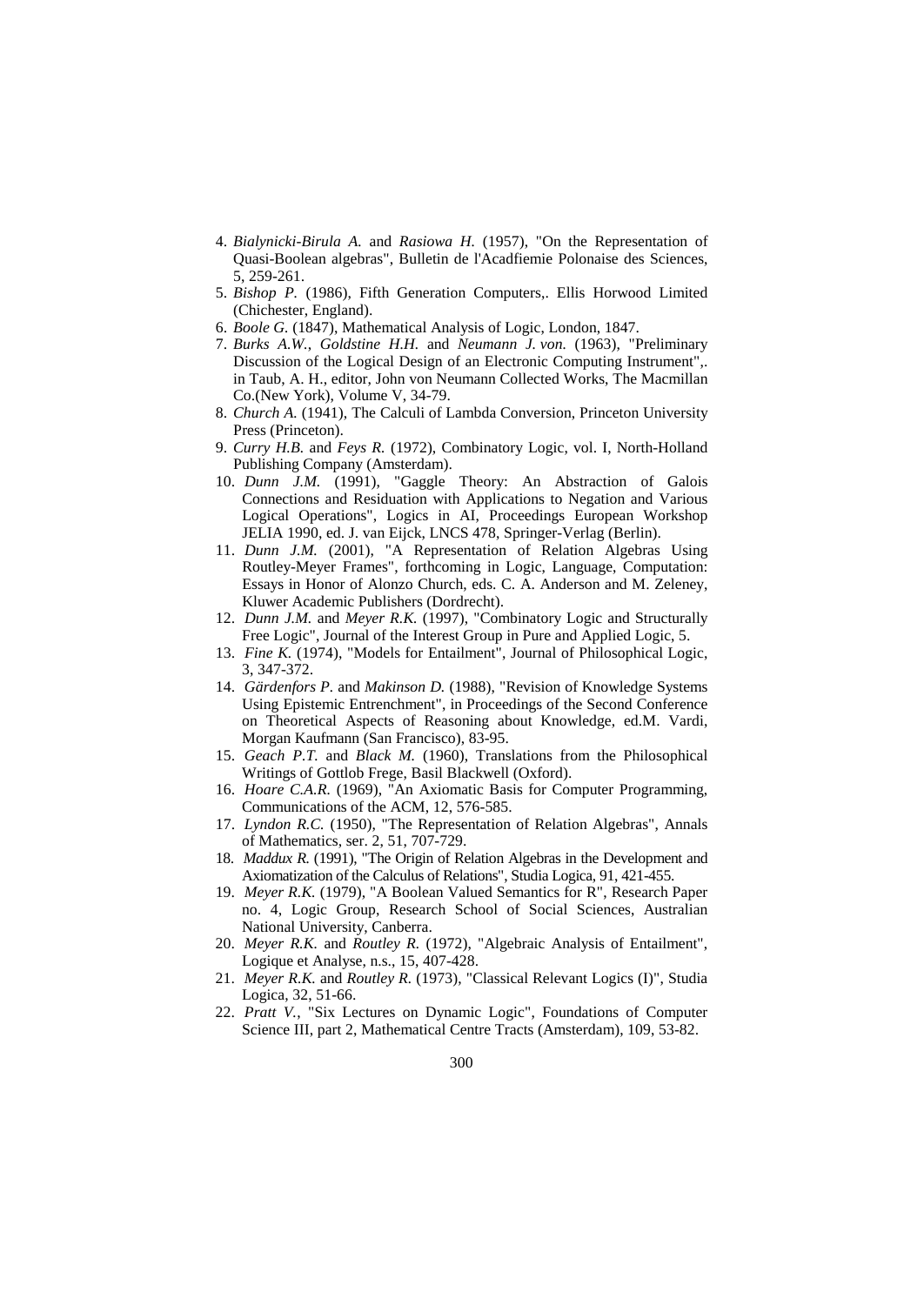4. *Bialynicki-Birula A.* and *Rasiowa H.* (1957), "On the Representation of Quasi-Boolean algebras", Bulletin de l'Acadfiemie Polonaise des Sciences, 5, 259-261.
5. *Bishop P.* (1986), Fifth Generation Computers,. Ellis Horwood Limited (Chichester, England).
6. *Boole G.* (1847), Mathematical Analysis of Logic, London, 1847.
7. *Burks A.W.*, *Goldstine H.H.* and *Neumann J. von.* (1963), "Preliminary Discussion of the Logical Design of an Electronic Computing Instrument",. in Taub, A. H., editor, John von Neumann Collected Works, The Macmillan Co.(New York), Volume V, 34-79.
8. *Church A.* (1941), The Calculi of Lambda Conversion, Princeton University Press (Princeton).
9. *Curry H.B.* and *Feys R.* (1972), Combinatory Logic, vol. I, North-Holland Publishing Company (Amsterdam).
10. *Dunn J.M.* (1991), "Gaggle Theory: An Abstraction of Galois Connections and Residuation with Applications to Negation and Various Logical Operations", Logics in AI, Proceedings European Workshop JELIA 1990, ed. J. van Eijck, LNCS 478, Springer-Verlag (Berlin).
11. *Dunn J.M.* (2001), "A Representation of Relation Algebras Using Routley-Meyer Frames", forthcoming in Logic, Language, Computation: Essays in Honor of Alonzo Church, eds. C. A. Anderson and M. Zeleney, Kluwer Academic Publishers (Dordrecht).
12. *Dunn J.M.* and *Meyer R.K.* (1997), "Combinatory Logic and Structurally Free Logic", Journal of the Interest Group in Pure and Applied Logic, 5.
13. *Fine K.* (1974), "Models for Entailment", Journal of Philosophical Logic, 3, 347-372.
14. *Gärdenfors P.* and *Makinson D.* (1988), "Revision of Knowledge Systems Using Epistemic Entrenchment", in Proceedings of the Second Conference on Theoretical Aspects of Reasoning about Knowledge, ed.M. Vardi, Morgan Kaufmann (San Francisco), 83-95.
15. *Geach P.T.* and *Black M.* (1960), Translations from the Philosophical Writings of Gottlob Frege, Basil Blackwell (Oxford).
16. *Hoare C.A.R.* (1969), "An Axiomatic Basis for Computer Programming, Communications of the ACM, 12, 576-585.
17. *Lyndon R.C.* (1950), "The Representation of Relation Algebras", Annals of Mathematics, ser. 2, 51, 707-729.
18. *Maddux R.* (1991), "The Origin of Relation Algebras in the Development and Axiomatization of the Calculus of Relations", Studia Logica, 91, 421-455.
19. *Meyer R.K.* (1979), "A Boolean Valued Semantics for R", Research Paper no. 4, Logic Group, Research School of Social Sciences, Australian National University, Canberra.
20. *Meyer R.K.* and *Routley R.* (1972), "Algebraic Analysis of Entailment", Logique et Analyse, n.s., 15, 407-428.
21. *Meyer R.K.* and *Routley R.* (1973), "Classical Relevant Logics (I)", Studia Logica, 32, 51-66.
22. *Pratt V.*, "Six Lectures on Dynamic Logic", Foundations of Computer Science III, part 2, Mathematical Centre Tracts (Amsterdam), 109, 53-82.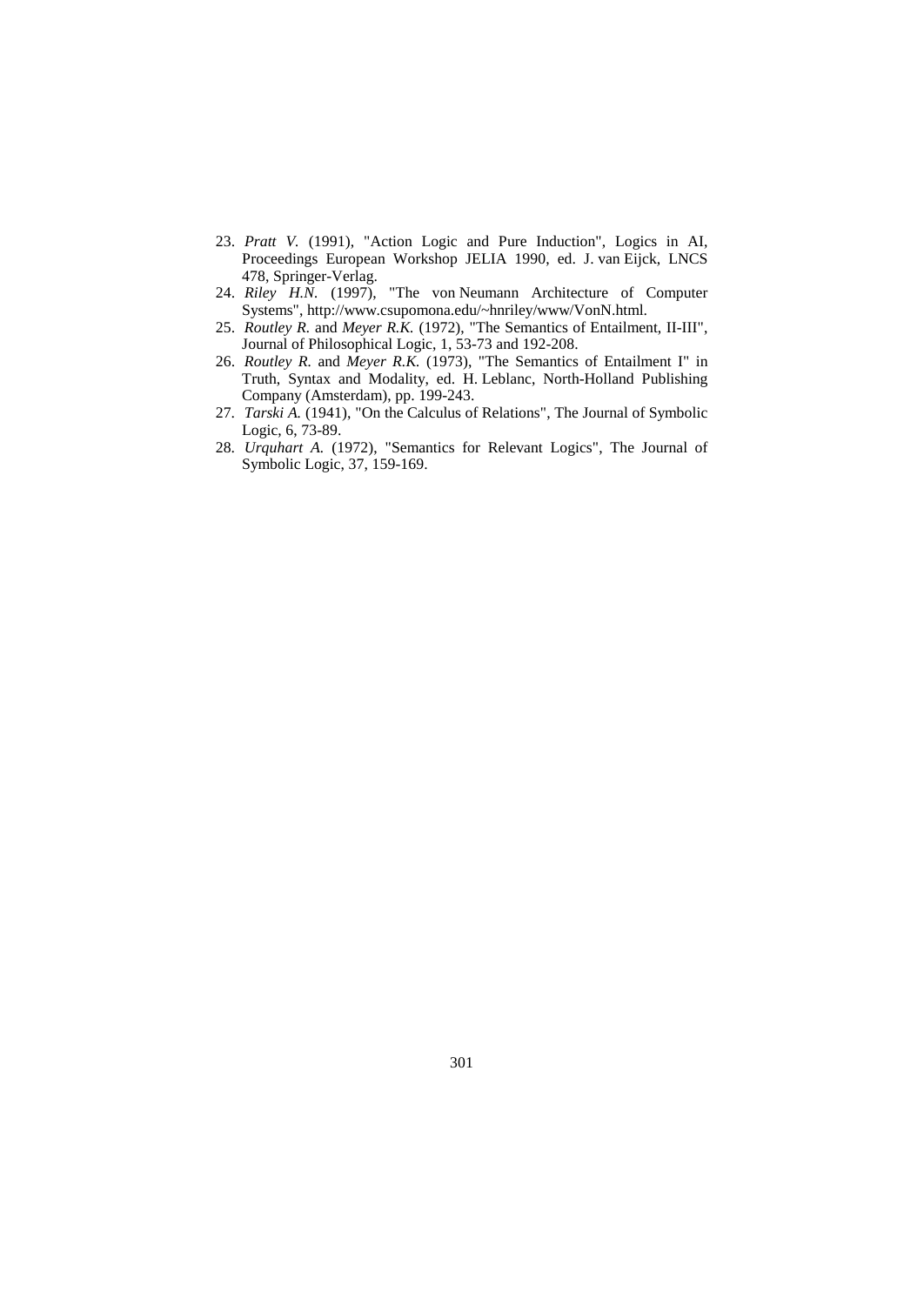23. *Pratt V.* (1991), "Action Logic and Pure Induction", Logics in AI, Proceedings European Workshop JELIA 1990, ed. J. van Eijck, LNCS 478, Springer-Verlag.
24. *Riley H.N.* (1997), "The von Neumann Architecture of Computer Systems", http://www.csupomona.edu/~hnriley/www/VonN.html.
25. *Routley R.* and *Meyer R.K.* (1972), "The Semantics of Entailment, II-III", Journal of Philosophical Logic, 1, 53-73 and 192-208.
26. *Routley R.* and *Meyer R.K.* (1973), "The Semantics of Entailment I" in Truth, Syntax and Modality, ed. H. Leblanc, North-Holland Publishing Company (Amsterdam), pp. 199-243.
27. *Tarski A.* (1941), "On the Calculus of Relations", The Journal of Symbolic Logic, 6, 73-89.
28. *Urquhart A.* (1972), "Semantics for Relevant Logics", The Journal of Symbolic Logic, 37, 159-169.